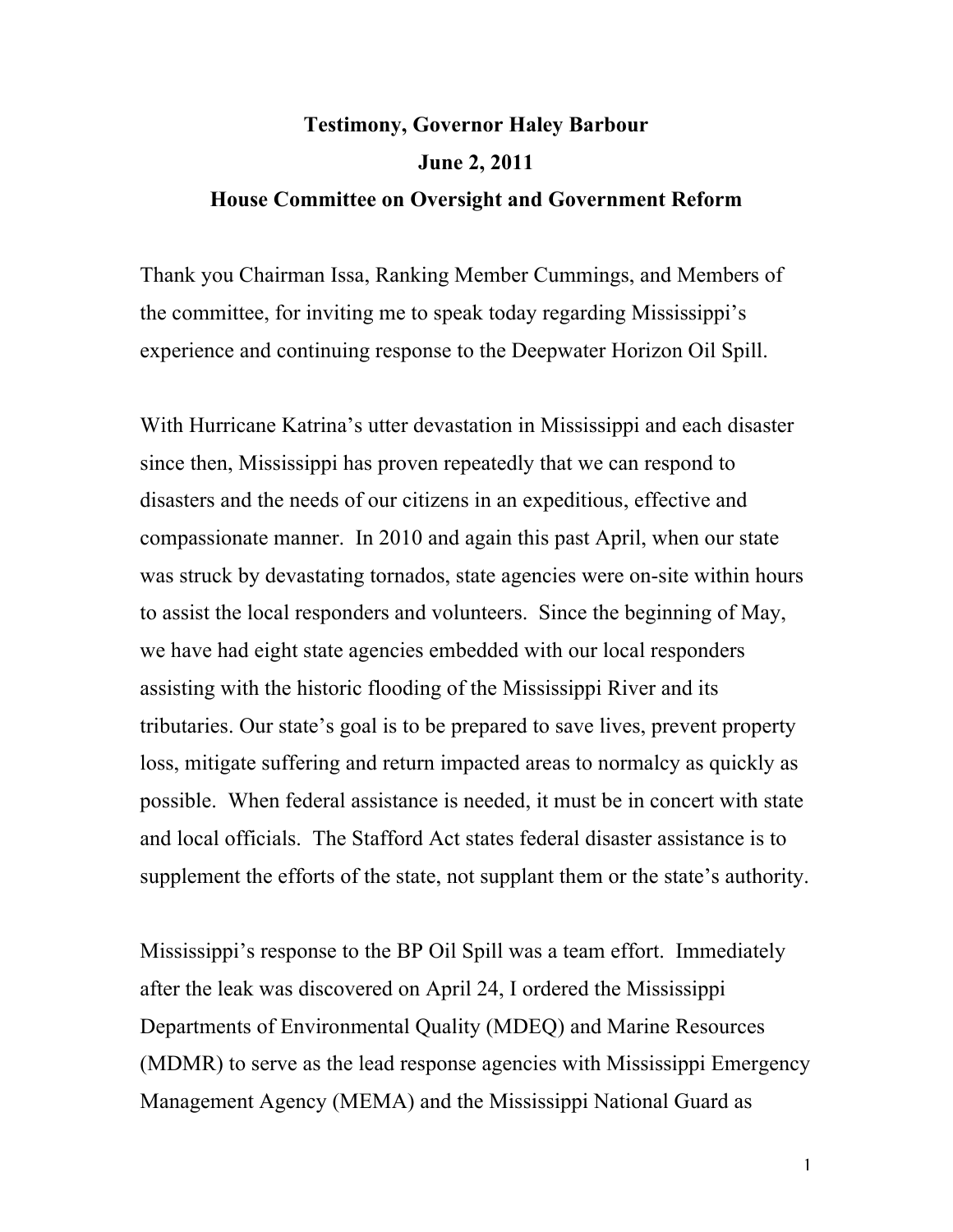**Testimony, Governor Haley Barbour**

**June 2, 2011**

**House Committee on Oversight and Government Reform**

Thank you Chairman Issa, Ranking Member Cummings, and Members of the committee, for inviting me to speak today regarding Mississippi's experience and continuing response to the Deepwater Horizon Oil Spill.

With Hurricane Katrina's utter devastation in Mississippi and each disaster since then, Mississippi has proven repeatedly that we can respond to disasters and the needs of our citizens in an expeditious, effective and compassionate manner. In 2010 and again this past April, when our state was struck by devastating tornados, state agencies were on-site within hours to assist the local responders and volunteers. Since the beginning of May, we have had eight state agencies embedded with our local responders assisting with the historic flooding of the Mississippi River and its tributaries. Our state's goal is to be prepared to save lives, prevent property loss, mitigate suffering and return impacted areas to normalcy as quickly as possible. When federal assistance is needed, it must be in concert with state and local officials. The Stafford Act states federal disaster assistance is to supplement the efforts of the state, not supplant them or the state's authority.

Mississippi's response to the BP Oil Spill was a team effort. Immediately after the leak was discovered on April 24, I ordered the Mississippi Departments of Environmental Quality (MDEQ) and Marine Resources (MDMR) to serve as the lead response agencies with Mississippi Emergency Management Agency (MEMA) and the Mississippi National Guard as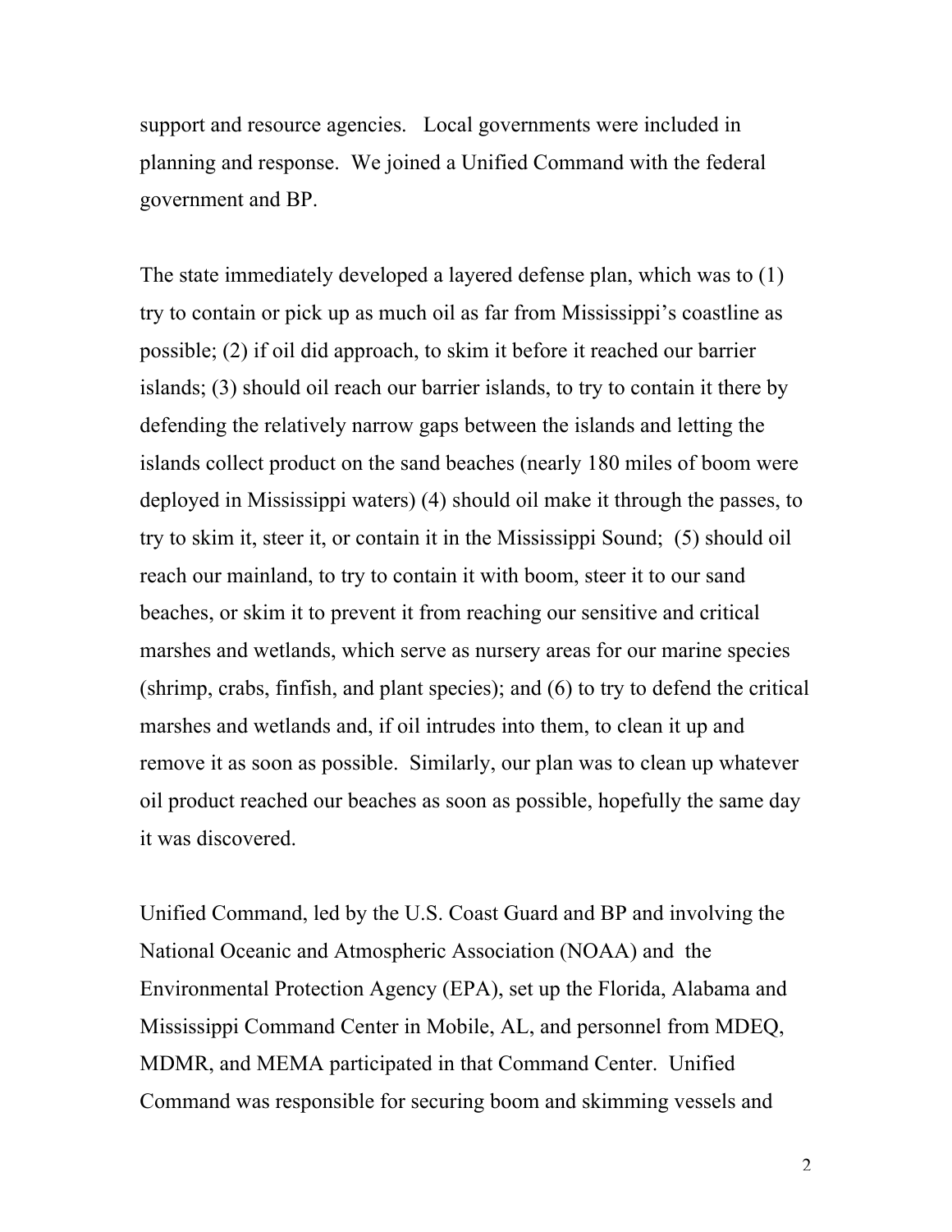support and resource agencies. Local governments were included in planning and response. We joined a Unified Command with the federal government and BP.

The state immediately developed a layered defense plan, which was to (1) try to contain or pick up as much oil as far from Mississippi's coastline as possible; (2) if oil did approach, to skim it before it reached our barrier islands; (3) should oil reach our barrier islands, to try to contain it there by defending the relatively narrow gaps between the islands and letting the islands collect product on the sand beaches (nearly 180 miles of boom were deployed in Mississippi waters) (4) should oil make it through the passes, to try to skim it, steer it, or contain it in the Mississippi Sound; (5) should oil reach our mainland, to try to contain it with boom, steer it to our sand beaches, or skim it to prevent it from reaching our sensitive and critical marshes and wetlands, which serve as nursery areas for our marine species (shrimp, crabs, finfish, and plant species); and (6) to try to defend the critical marshes and wetlands and, if oil intrudes into them, to clean it up and remove it as soon as possible. Similarly, our plan was to clean up whatever oil product reached our beaches as soon as possible, hopefully the same day it was discovered.

Unified Command, led by the U.S. Coast Guard and BP and involving the National Oceanic and Atmospheric Association (NOAA) and the Environmental Protection Agency (EPA), set up the Florida, Alabama and Mississippi Command Center in Mobile, AL, and personnel from MDEQ, MDMR, and MEMA participated in that Command Center. Unified Command was responsible for securing boom and skimming vessels and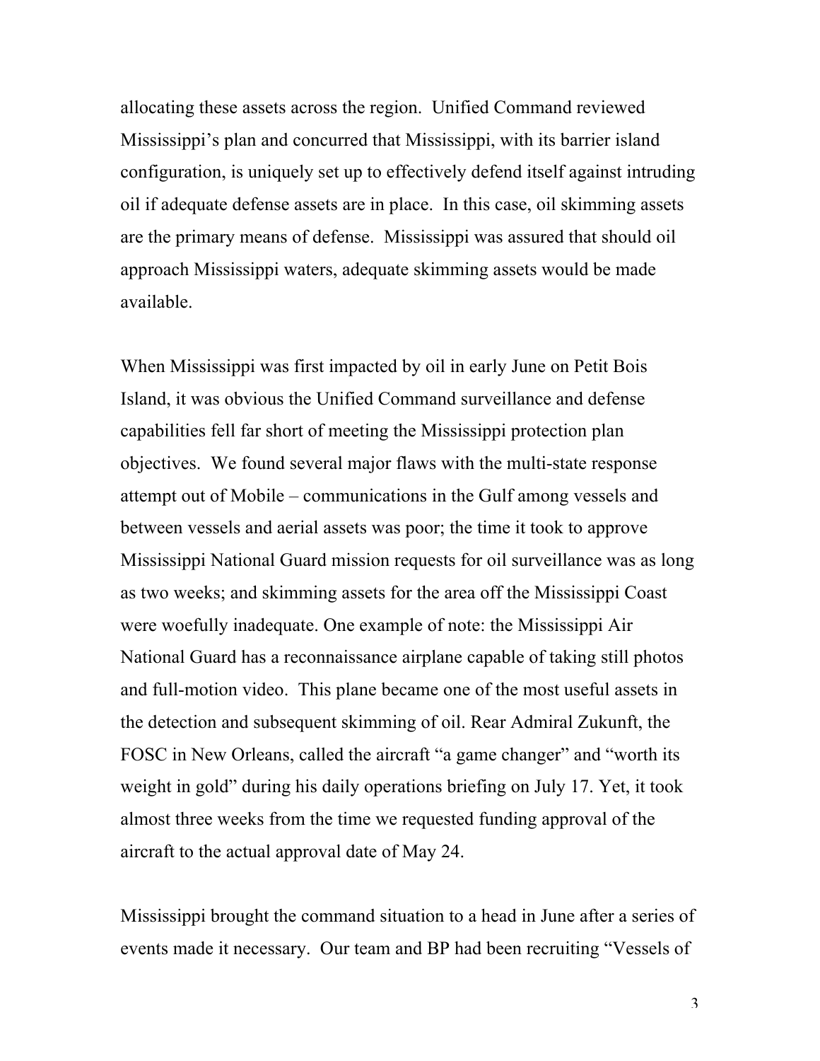allocating these assets across the region. Unified Command reviewed Mississippi's plan and concurred that Mississippi, with its barrier island configuration, is uniquely set up to effectively defend itself against intruding oil if adequate defense assets are in place. In this case, oil skimming assets are the primary means of defense. Mississippi was assured that should oil approach Mississippi waters, adequate skimming assets would be made available.

When Mississippi was first impacted by oil in early June on Petit Bois Island, it was obvious the Unified Command surveillance and defense capabilities fell far short of meeting the Mississippi protection plan objectives. We found several major flaws with the multi-state response attempt out of Mobile – communications in the Gulf among vessels and between vessels and aerial assets was poor; the time it took to approve Mississippi National Guard mission requests for oil surveillance was as long as two weeks; and skimming assets for the area off the Mississippi Coast were woefully inadequate. One example of note: the Mississippi Air National Guard has a reconnaissance airplane capable of taking still photos and full-motion video. This plane became one of the most useful assets in the detection and subsequent skimming of oil. Rear Admiral Zukunft, the FOSC in New Orleans, called the aircraft "a game changer" and "worth its weight in gold" during his daily operations briefing on July 17. Yet, it took almost three weeks from the time we requested funding approval of the aircraft to the actual approval date of May 24.

Mississippi brought the command situation to a head in June after a series of events made it necessary. Our team and BP had been recruiting "Vessels of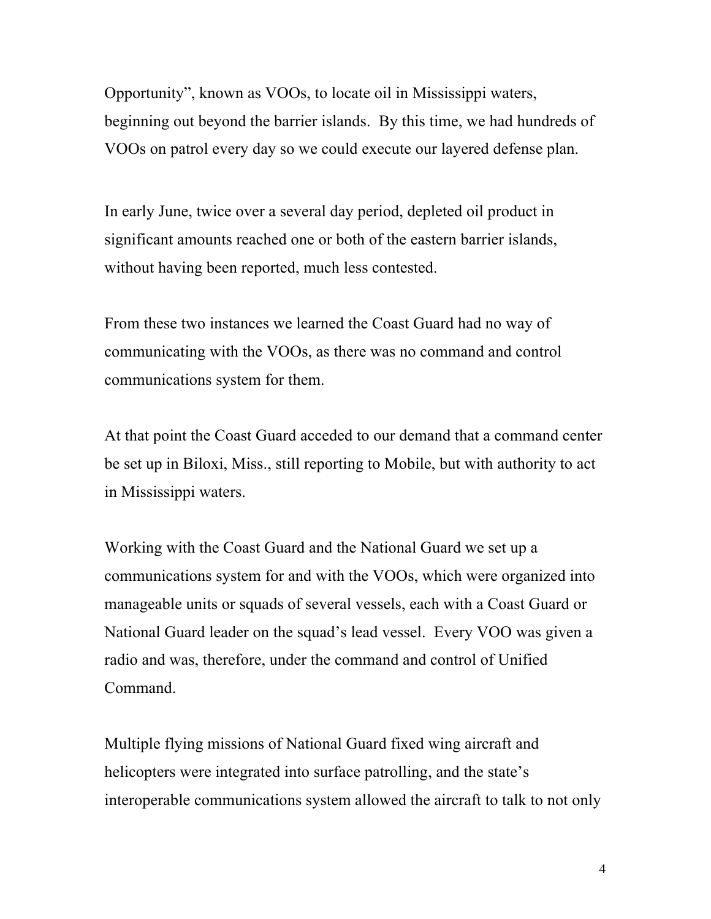Opportunity", known as VOOs, to locate oil in Mississippi waters, beginning out beyond the barrier islands. By this time, we had hundreds of VOOs on patrol every day so we could execute our layered defense plan.

In early June, twice over a several day period, depleted oil product in significant amounts reached one or both of the eastern barrier islands, without having been reported, much less contested.

From these two instances we learned the Coast Guard had no way of communicating with the VOOs, as there was no command and control communications system for them.

At that point the Coast Guard acceded to our demand that a command center be set up in Biloxi, Miss., still reporting to Mobile, but with authority to act in Mississippi waters.

Working with the Coast Guard and the National Guard we set up a communications system for and with the VOOs, which were organized into manageable units or squads of several vessels, each with a Coast Guard or National Guard leader on the squad's lead vessel. Every VOO was given a radio and was, therefore, under the command and control of Unified Command.

Multiple flying missions of National Guard fixed wing aircraft and helicopters were integrated into surface patrolling, and the state's interoperable communications system allowed the aircraft to talk to not only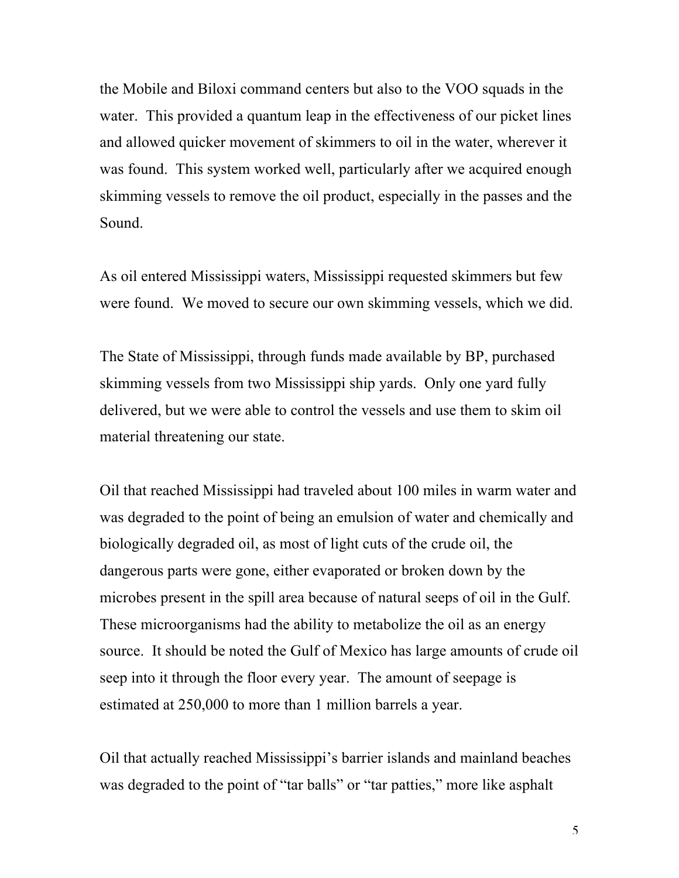the Mobile and Biloxi command centers but also to the VOO squads in the water. This provided a quantum leap in the effectiveness of our picket lines and allowed quicker movement of skimmers to oil in the water, wherever it was found. This system worked well, particularly after we acquired enough skimming vessels to remove the oil product, especially in the passes and the Sound.

As oil entered Mississippi waters, Mississippi requested skimmers but few were found. We moved to secure our own skimming vessels, which we did.

The State of Mississippi, through funds made available by BP, purchased skimming vessels from two Mississippi ship yards. Only one yard fully delivered, but we were able to control the vessels and use them to skim oil material threatening our state.

Oil that reached Mississippi had traveled about 100 miles in warm water and was degraded to the point of being an emulsion of water and chemically and biologically degraded oil, as most of light cuts of the crude oil, the dangerous parts were gone, either evaporated or broken down by the microbes present in the spill area because of natural seeps of oil in the Gulf. These microorganisms had the ability to metabolize the oil as an energy source. It should be noted the Gulf of Mexico has large amounts of crude oil seep into it through the floor every year. The amount of seepage is estimated at 250,000 to more than 1 million barrels a year.

Oil that actually reached Mississippi's barrier islands and mainland beaches was degraded to the point of "tar balls" or "tar patties," more like asphalt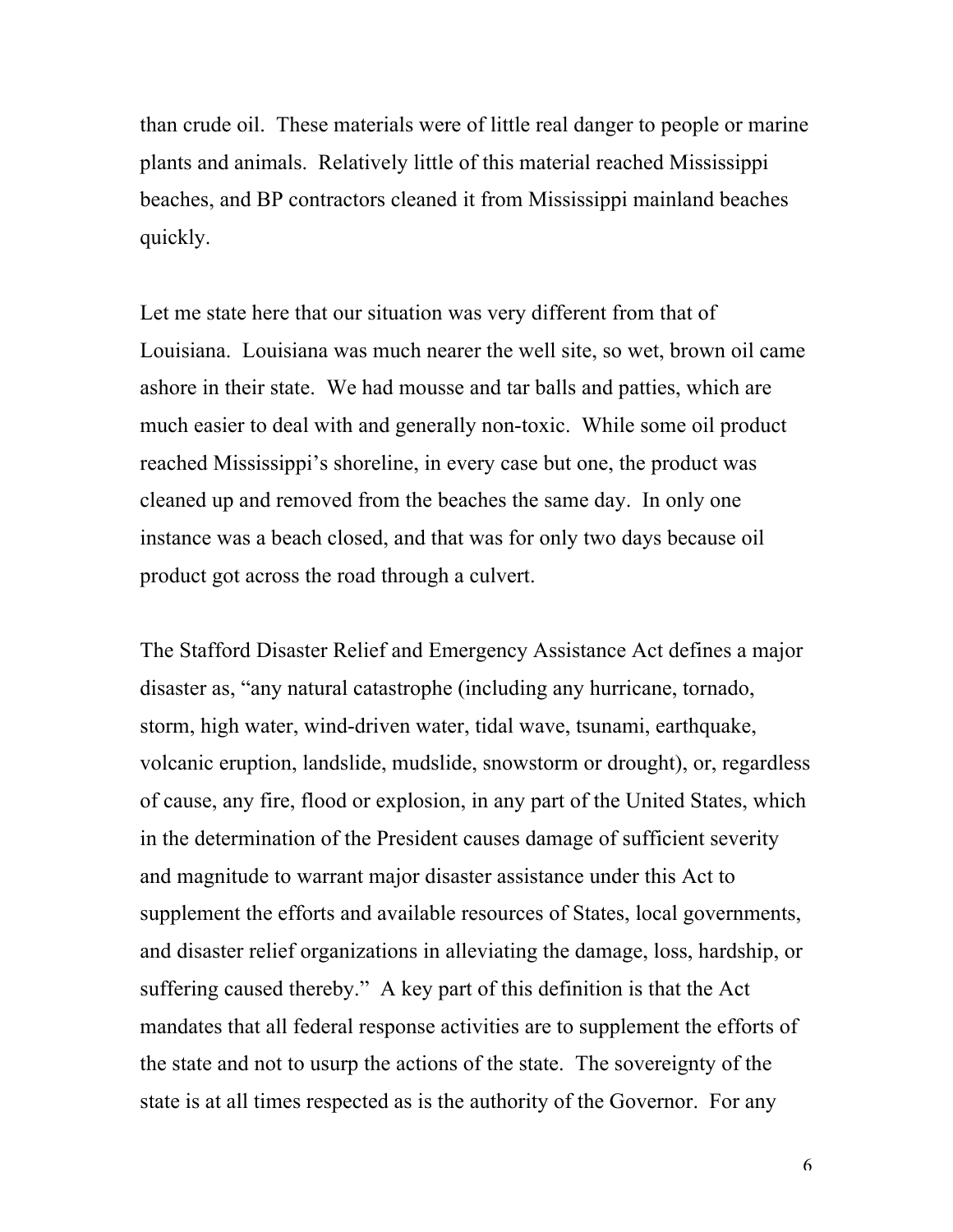than crude oil. These materials were of little real danger to people or marine plants and animals. Relatively little of this material reached Mississippi beaches, and BP contractors cleaned it from Mississippi mainland beaches quickly.

Let me state here that our situation was very different from that of Louisiana. Louisiana was much nearer the well site, so wet, brown oil came ashore in their state. We had mousse and tar balls and patties, which are much easier to deal with and generally non-toxic. While some oil product reached Mississippi's shoreline, in every case but one, the product was cleaned up and removed from the beaches the same day. In only one instance was a beach closed, and that was for only two days because oil product got across the road through a culvert.

The Stafford Disaster Relief and Emergency Assistance Act defines a major disaster as, "any natural catastrophe (including any hurricane, tornado, storm, high water, wind-driven water, tidal wave, tsunami, earthquake, volcanic eruption, landslide, mudslide, snowstorm or drought), or, regardless of cause, any fire, flood or explosion, in any part of the United States, which in the determination of the President causes damage of sufficient severity and magnitude to warrant major disaster assistance under this Act to supplement the efforts and available resources of States, local governments, and disaster relief organizations in alleviating the damage, loss, hardship, or suffering caused thereby." A key part of this definition is that the Act mandates that all federal response activities are to supplement the efforts of the state and not to usurp the actions of the state. The sovereignty of the state is at all times respected as is the authority of the Governor. For any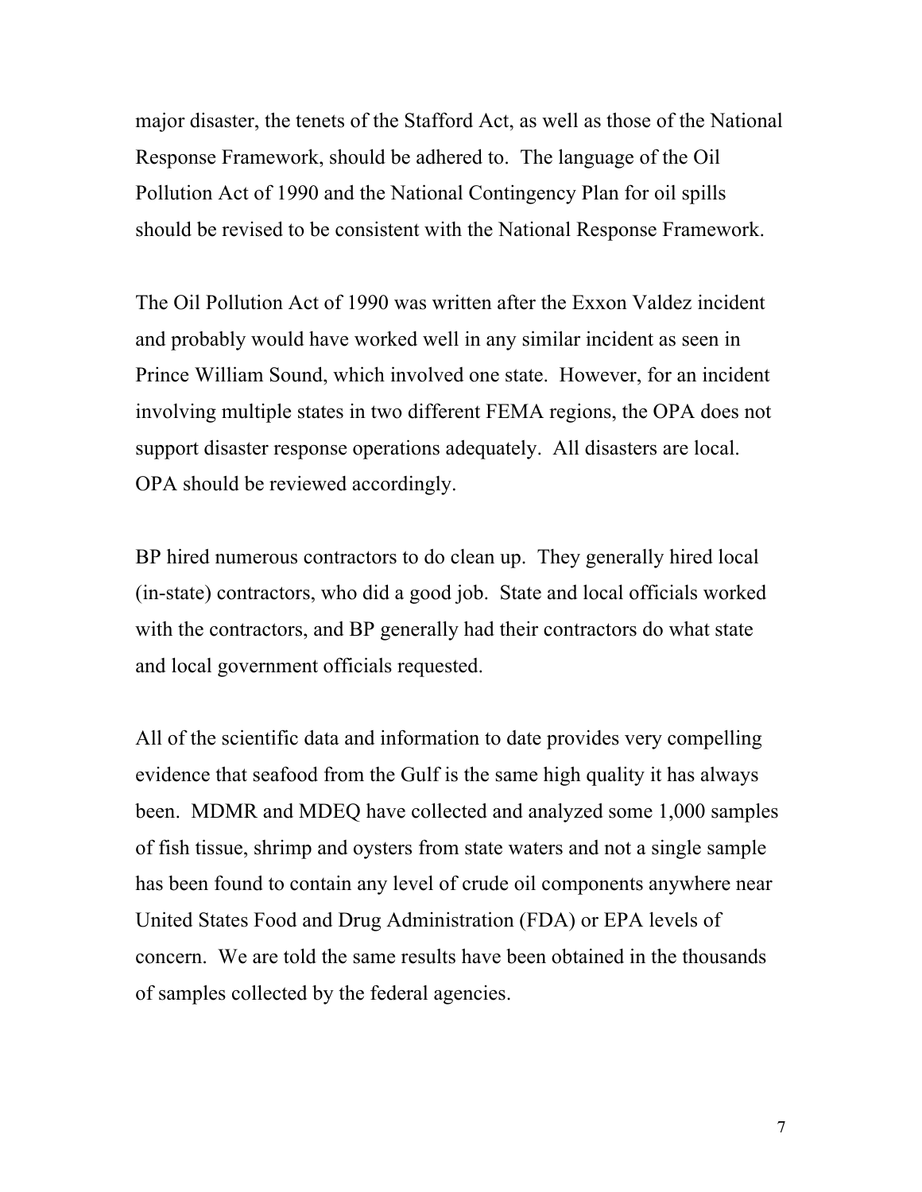major disaster, the tenets of the Stafford Act, as well as those of the National Response Framework, should be adhered to. The language of the Oil Pollution Act of 1990 and the National Contingency Plan for oil spills should be revised to be consistent with the National Response Framework.

The Oil Pollution Act of 1990 was written after the Exxon Valdez incident and probably would have worked well in any similar incident as seen in Prince William Sound, which involved one state. However, for an incident involving multiple states in two different FEMA regions, the OPA does not support disaster response operations adequately. All disasters are local. OPA should be reviewed accordingly.

BP hired numerous contractors to do clean up. They generally hired local (in-state) contractors, who did a good job. State and local officials worked with the contractors, and BP generally had their contractors do what state and local government officials requested.

All of the scientific data and information to date provides very compelling evidence that seafood from the Gulf is the same high quality it has always been. MDMR and MDEQ have collected and analyzed some 1,000 samples of fish tissue, shrimp and oysters from state waters and not a single sample has been found to contain any level of crude oil components anywhere near United States Food and Drug Administration (FDA) or EPA levels of concern. We are told the same results have been obtained in the thousands of samples collected by the federal agencies.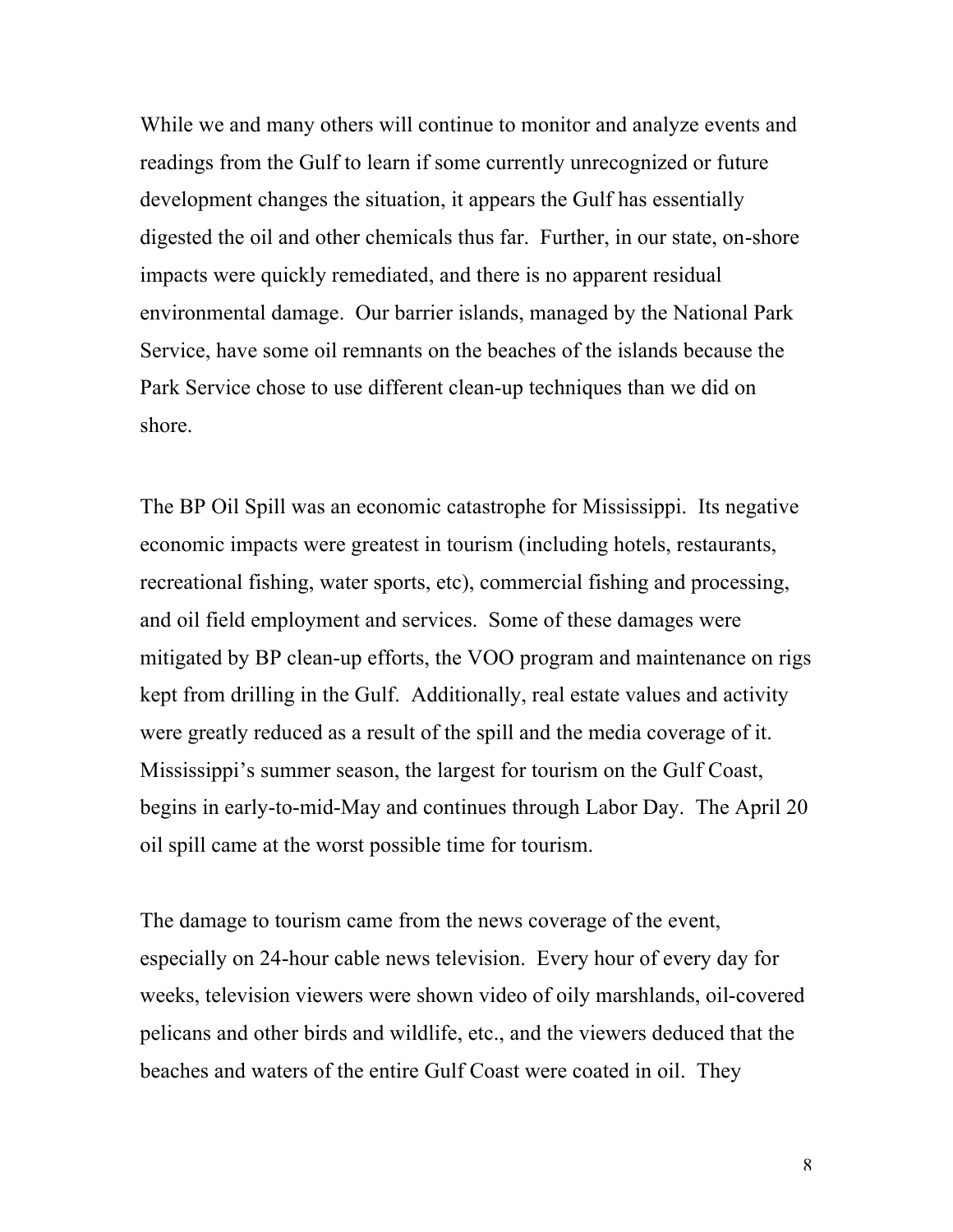While we and many others will continue to monitor and analyze events and readings from the Gulf to learn if some currently unrecognized or future development changes the situation, it appears the Gulf has essentially digested the oil and other chemicals thus far. Further, in our state, on-shore impacts were quickly remediated, and there is no apparent residual environmental damage. Our barrier islands, managed by the National Park Service, have some oil remnants on the beaches of the islands because the Park Service chose to use different clean-up techniques than we did on shore.

The BP Oil Spill was an economic catastrophe for Mississippi. Its negative economic impacts were greatest in tourism (including hotels, restaurants, recreational fishing, water sports, etc), commercial fishing and processing, and oil field employment and services. Some of these damages were mitigated by BP clean-up efforts, the VOO program and maintenance on rigs kept from drilling in the Gulf. Additionally, real estate values and activity were greatly reduced as a result of the spill and the media coverage of it. Mississippi's summer season, the largest for tourism on the Gulf Coast, begins in early-to-mid-May and continues through Labor Day. The April 20 oil spill came at the worst possible time for tourism.

The damage to tourism came from the news coverage of the event, especially on 24-hour cable news television. Every hour of every day for weeks, television viewers were shown video of oily marshlands, oil-covered pelicans and other birds and wildlife, etc., and the viewers deduced that the beaches and waters of the entire Gulf Coast were coated in oil. They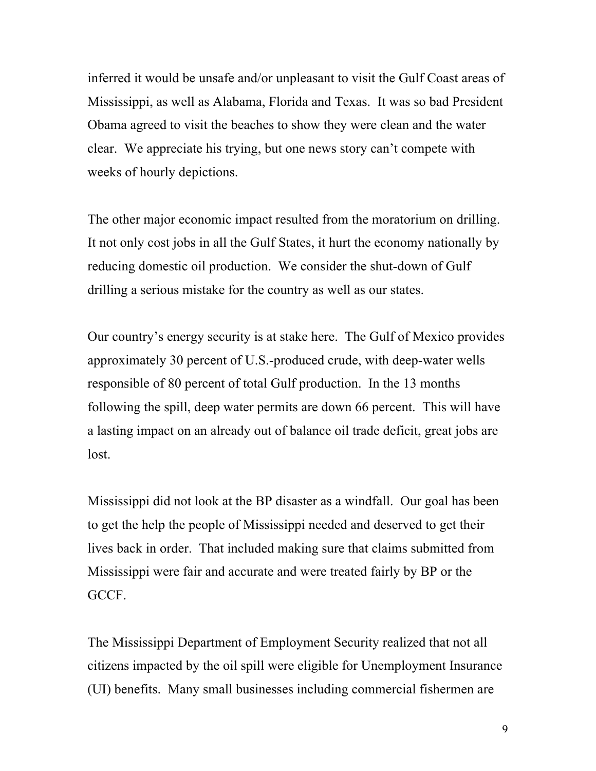inferred it would be unsafe and/or unpleasant to visit the Gulf Coast areas of Mississippi, as well as Alabama, Florida and Texas. It was so bad President Obama agreed to visit the beaches to show they were clean and the water clear. We appreciate his trying, but one news story can't compete with weeks of hourly depictions.

The other major economic impact resulted from the moratorium on drilling. It not only cost jobs in all the Gulf States, it hurt the economy nationally by reducing domestic oil production. We consider the shut-down of Gulf drilling a serious mistake for the country as well as our states.

Our country's energy security is at stake here. The Gulf of Mexico provides approximately 30 percent of U.S.-produced crude, with deep-water wells responsible of 80 percent of total Gulf production. In the 13 months following the spill, deep water permits are down 66 percent. This will have a lasting impact on an already out of balance oil trade deficit, great jobs are lost.

Mississippi did not look at the BP disaster as a windfall. Our goal has been to get the help the people of Mississippi needed and deserved to get their lives back in order. That included making sure that claims submitted from Mississippi were fair and accurate and were treated fairly by BP or the GCCF.

The Mississippi Department of Employment Security realized that not all citizens impacted by the oil spill were eligible for Unemployment Insurance (UI) benefits. Many small businesses including commercial fishermen are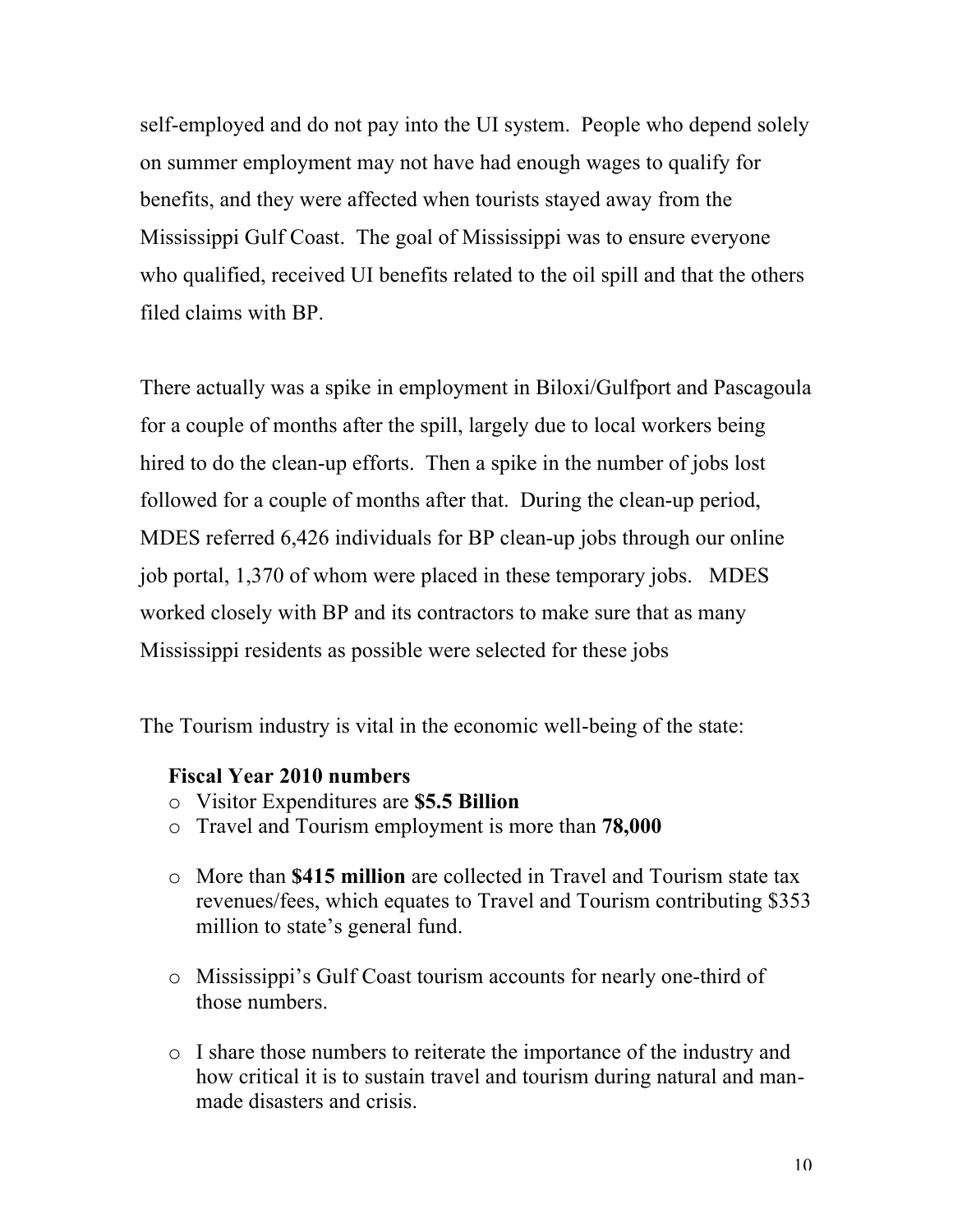self-employed and do not pay into the UI system. People who depend solely on summer employment may not have had enough wages to qualify for benefits, and they were affected when tourists stayed away from the Mississippi Gulf Coast. The goal of Mississippi was to ensure everyone who qualified, received UI benefits related to the oil spill and that the others filed claims with BP.

There actually was a spike in employment in Biloxi/Gulfport and Pascagoula for a couple of months after the spill, largely due to local workers being hired to do the clean-up efforts. Then a spike in the number of jobs lost followed for a couple of months after that. During the clean-up period, MDES referred 6,426 individuals for BP clean-up jobs through our online job portal, 1,370 of whom were placed in these temporary jobs. MDES worked closely with BP and its contractors to make sure that as many Mississippi residents as possible were selected for these jobs

The Tourism industry is vital in the economic well-being of the state:

**Fiscal Year 2010 numbers**

- Visitor Expenditures are **$5.5 Billion**
- Travel and Tourism employment is more than **78,000**
- More than **$415 million** are collected in Travel and Tourism state tax revenues/fees, which equates to Travel and Tourism contributing $353 million to state's general fund.
- Mississippi's Gulf Coast tourism accounts for nearly one-third of those numbers.
- I share those numbers to reiterate the importance of the industry and how critical it is to sustain travel and tourism during natural and man-made disasters and crisis.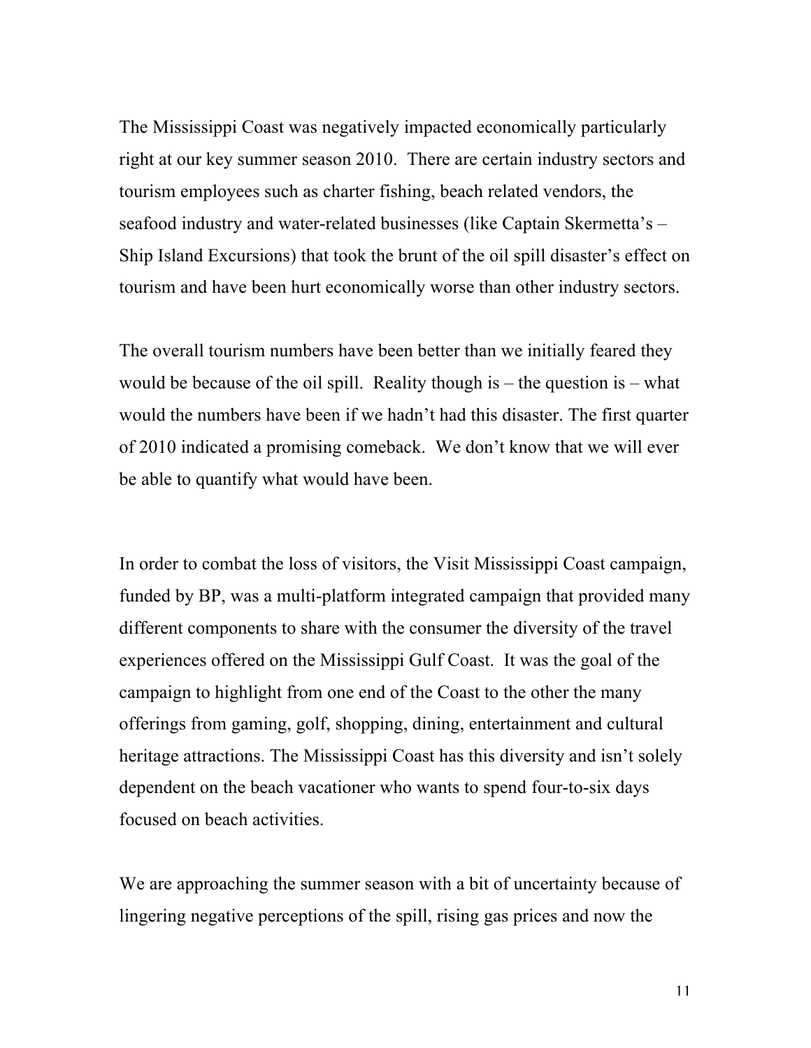The Mississippi Coast was negatively impacted economically particularly right at our key summer season 2010. There are certain industry sectors and tourism employees such as charter fishing, beach related vendors, the seafood industry and water-related businesses (like Captain Skermetta's – Ship Island Excursions) that took the brunt of the oil spill disaster's effect on tourism and have been hurt economically worse than other industry sectors.

The overall tourism numbers have been better than we initially feared they would be because of the oil spill. Reality though is – the question is – what would the numbers have been if we hadn't had this disaster. The first quarter of 2010 indicated a promising comeback. We don't know that we will ever be able to quantify what would have been.

In order to combat the loss of visitors, the Visit Mississippi Coast campaign, funded by BP, was a multi-platform integrated campaign that provided many different components to share with the consumer the diversity of the travel experiences offered on the Mississippi Gulf Coast. It was the goal of the campaign to highlight from one end of the Coast to the other the many offerings from gaming, golf, shopping, dining, entertainment and cultural heritage attractions. The Mississippi Coast has this diversity and isn't solely dependent on the beach vacationer who wants to spend four-to-six days focused on beach activities.

We are approaching the summer season with a bit of uncertainty because of lingering negative perceptions of the spill, rising gas prices and now the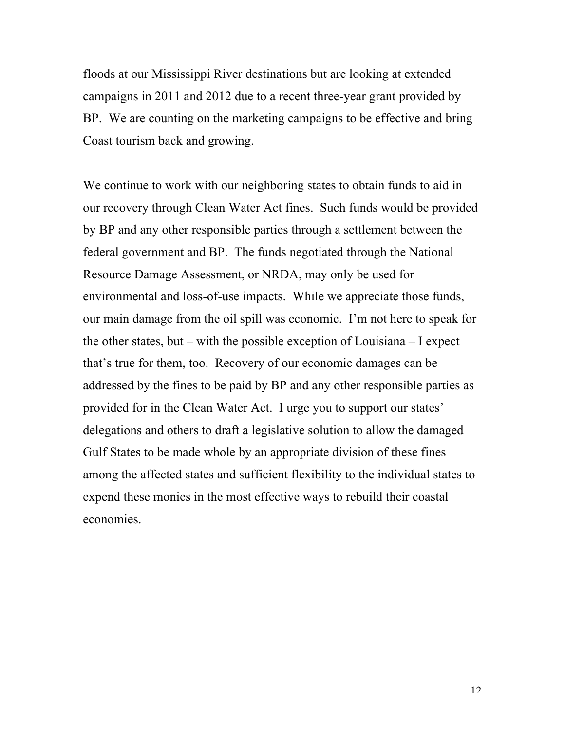floods at our Mississippi River destinations but are looking at extended campaigns in 2011 and 2012 due to a recent three-year grant provided by BP. We are counting on the marketing campaigns to be effective and bring Coast tourism back and growing.

We continue to work with our neighboring states to obtain funds to aid in our recovery through Clean Water Act fines. Such funds would be provided by BP and any other responsible parties through a settlement between the federal government and BP. The funds negotiated through the National Resource Damage Assessment, or NRDA, may only be used for environmental and loss-of-use impacts. While we appreciate those funds, our main damage from the oil spill was economic. I'm not here to speak for the other states, but – with the possible exception of Louisiana – I expect that's true for them, too. Recovery of our economic damages can be addressed by the fines to be paid by BP and any other responsible parties as provided for in the Clean Water Act. I urge you to support our states' delegations and others to draft a legislative solution to allow the damaged Gulf States to be made whole by an appropriate division of these fines among the affected states and sufficient flexibility to the individual states to expend these monies in the most effective ways to rebuild their coastal economies.